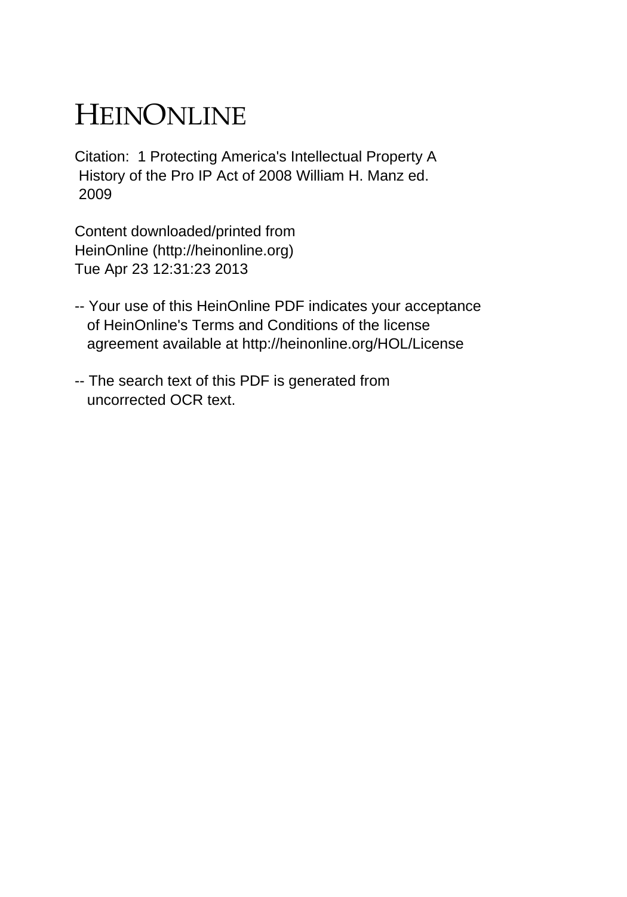# HEINONLINE

Citation: 1 Protecting America's Intellectual Property A History of the Pro IP Act of 2008 William H. Manz ed. 2009

Content downloaded/printed from HeinOnline (http://heinonline.org)
Tue Apr 23 12:31:23 2013

-- Your use of this HeinOnline PDF indicates your acceptance of HeinOnline's Terms and Conditions of the license agreement available at http://heinonline.org/HOL/License

-- The search text of this PDF is generated from uncorrected OCR text.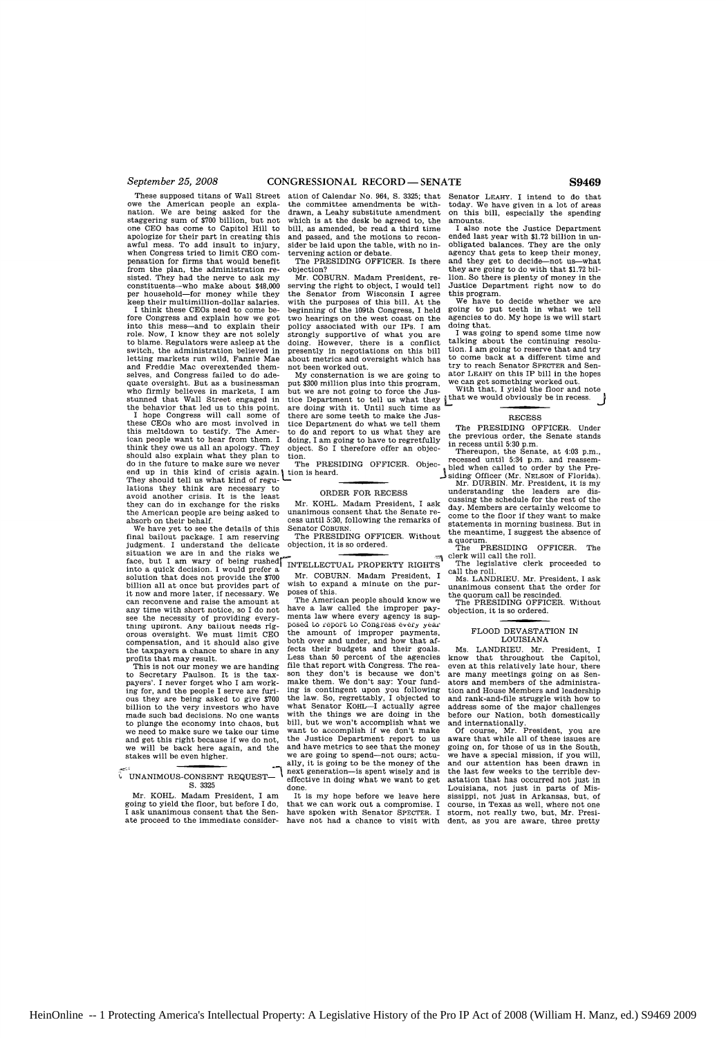These supposed titans of Wall Street owe the American people an explanation. We are being asked for the staggering sum of $700 billion, but not one CEO has come to Capitol Hill to apologize for their part in creating this awful mess. To add insult to injury, when Congress tried to limit CEO compensation for firms that would benefit from the plan, the administration resisted. They had the nerve to ask my constituents—who make about $48,000 per household—for money while they keep their multimillion-dollar salaries.

I think these CEOs need to come before Congress and explain how we got into this mess—and to explain their role. Now, I know they are not solely to blame. Regulators were asleep at the switch, the administration believed in letting markets run wild, Fannie Mae and Freddie Mac overextended themselves, and Congress failed to do adequate oversight. But as a businessman who firmly believes in markets, I am stunned that Wall Street engaged in the behavior that led us to this point.

I hope Congress will call some of these CEOs who are most involved in this meltdown to testify. The American people want to hear from them. I think they owe us all an apology. They should also explain what they plan to do in the future to make sure we never end up in this kind of crisis again. They should tell us what kind of regulations they think are necessary to avoid another crisis. It is the least they can do in exchange for the risks the American people are being asked to absorb on their behalf.

We have yet to see the details of this final bailout package. I am reserving judgment. I understand the delicate situation we are in and the risks we face, but I am wary of being rushed into a quick decision. I would prefer a solution that does not provide the $700 billion all at once but provides part of it now and more later, if necessary. We can reconvene and raise the amount at any time with short notice, so I do not see the necessity of providing everything upfront. Any bailout needs rigorous oversight. We must limit CEO compensation, and it should also give the taxpayers a chance to share in any profits that may result.

This is not our money we are handing to Secretary Paulson. It is the taxpayers'. I never forget who I am working for, and the people I serve are furious they are being asked to give $700 billion to the very investors who have made such bad decisions. No one wants to plunge the economy into chaos, but we need to make sure we take our time and get this right because if we do not, we will be back here again, and the stakes will be even higher.

## UNANIMOUS-CONSENT REQUEST—S. 3325

Mr. KOHL. Madam President, I am going to yield the floor, but before I do, I ask unanimous consent that the Senate proceed to the immediate consideration of Calendar No. 964, S. 3325; that the committee amendments be withdrawn, a Leahy substitute amendment which is at the desk be agreed to, the bill, as amended, be read a third time and passed, and the motions to reconsider be laid upon the table, with no intervening action or debate.

The PRESIDING OFFICER. Is there objection?

Mr. COBURN. Madam President, reserving the right to object, I would tell the Senator from Wisconsin I agree with the purposes of this bill. At the beginning of the 109th Congress, I held two hearings on the west coast on the policy associated with our IPs. I am strongly supportive of what you are doing. However, there is a conflict presently in negotiations on this bill about metrics and oversight which has not been worked out.

My consternation is we are going to put $300 million plus into this program, but we are not going to force the Justice Department to tell us what they are doing with it. Until such time as there are some teeth to make the Justice Department do what we tell them to do and report to us what they are doing, I am going to have to regretfully object. So I therefore offer an objection.

The PRESIDING OFFICER. Objection is heard.

## ORDER FOR RECESS

Mr. KOHL. Madam President, I ask unanimous consent that the Senate recess until 5:30, following the remarks of Senator COBURN.

The PRESIDING OFFICER. Without objection, it is so ordered.

## INTELLECTUAL PROPERTY RIGHTS

Mr. COBURN. Madam President, I wish to expand a minute on the purposes of this.

The American people should know we have a law called the improper payments law where every agency is supposed to report to Congress every year the amount of improper payments, both over and under, and how that affects their budgets and their goals. Less than 50 percent of the agencies file that report with Congress. The reason they don't is because we don't make them. We don't say: Your funding is contingent upon you following the law. So, regrettably, I objected to what Senator KOHL—I actually agree with the things we are doing in the bill, but we won't accomplish what we want to accomplish if we don't make the Justice Department report to us and have metrics to see that the money we are going to spend—not ours; actually, it is going to be the money of the next generation—is spent wisely and is effective in doing what we want to get done.

It is my hope before we leave here that we can work out a compromise. I have spoken with Senator SPECTER. I have not had a chance to visit with Senator LEAHY. I intend to do that today. We have given in a lot of areas on this bill, especially the spending amounts.

I also note the Justice Department ended last year with $1.72 billion in unobligated balances. They are the only agency that gets to keep their money, and they get to decide—not us—what they are going to do with that $1.72 billion. So there is plenty of money in the Justice Department right now to do this program.

We have to decide whether we are going to put teeth in what we tell agencies to do. My hope is we will start doing that.

I was going to spend some time now talking about the continuing resolution. I am going to reserve that and try to come back at a different time and try to reach Senator SPECTER and Senator LEAHY on this IP bill in the hopes we can get something worked out.

With that, I yield the floor and note that we would obviously be in recess.

## RECESS

The PRESIDING OFFICER. Under the previous order, the Senate stands in recess until 5:30 p.m.

Thereupon, the Senate, at 4:03 p.m., recessed until 5:34 p.m. and reassembled when called to order by the Presiding Officer (Mr. NELSON of Florida).

Mr. DURBIN. Mr. President, it is my understanding the leaders are discussing the schedule for the rest of the day. Members are certainly welcome to come to the floor if they want to make statements in morning business. But in the meantime, I suggest the absence of a quorum.

The PRESIDING OFFICER. The clerk will call the roll.

The legislative clerk proceeded to call the roll.

Ms. LANDRIEU. Mr. President, I ask unanimous consent that the order for the quorum call be rescinded.

The PRESIDING OFFICER. Without objection, it is so ordered.

## FLOOD DEVASTATION IN LOUISIANA

Ms. LANDRIEU. Mr. President, I know that throughout the Capitol, even at this relatively late hour, there are many meetings going on as Senators and members of the administration and House Members and leadership and rank-and-file struggle with how to address some of the major challenges before our Nation, both domestically and internationally.

Of course, Mr. President, you are aware that while all of these issues are going on, for those of us in the South, we have a special mission, if you will, and our attention has been drawn in the last few weeks to the terrible devastation that has occurred not just in Louisiana, not just in parts of Mississippi, not just in Arkansas, but, of course, in Texas as well, where not one storm, not really two, but, Mr. President, as you are aware, three pretty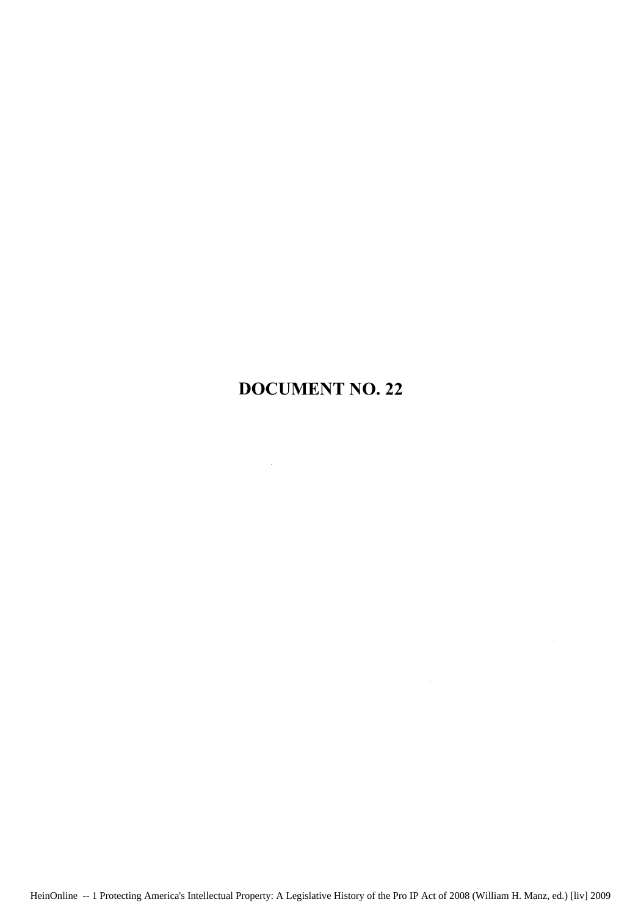# DOCUMENT NO. 22